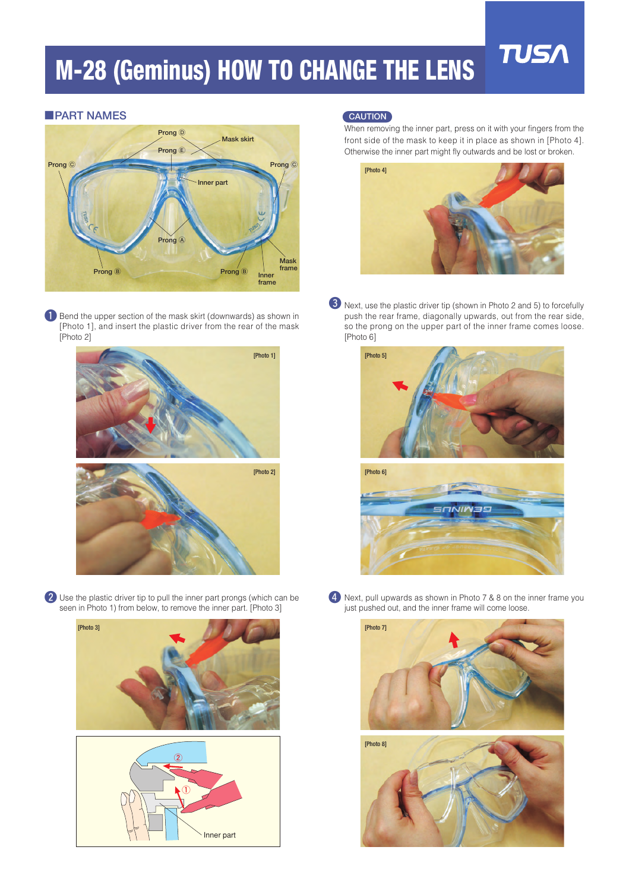# M-28 (Geminus) HOW TO CHANGE THE LENS

TUSA

## PART NAMES

Prong D, Mask skirt, Prong E, Prong C, Prong C, Inner part, Prong A, Prong B, Prong B, Mask frame, Inner frame

1. Bend the upper section of the mask skirt (downwards) as shown in [Photo 1], and insert the plastic driver from the rear of the mask [Photo 2]

[Photo 1]

[Photo 2]

2. Use the plastic driver tip to pull the inner part prongs (which can be seen in Photo 1) from below, to remove the inner part. [Photo 3]

[Photo 3]

Inner part

**CAUTION**

When removing the inner part, press on it with your fingers from the front side of the mask to keep it in place as shown in [Photo 4]. Otherwise the inner part might fly outwards and be lost or broken.

[Photo 4]

3. Next, use the plastic driver tip (shown in Photo 2 and 5) to forcefully push the rear frame, diagonally upwards, out from the rear side, so the prong on the upper part of the inner frame comes loose. [Photo 6]

[Photo 5]

[Photo 6]

4. Next, pull upwards as shown in Photo 7 & 8 on the inner frame you just pushed out, and the inner frame will come loose.

[Photo 7]

[Photo 8]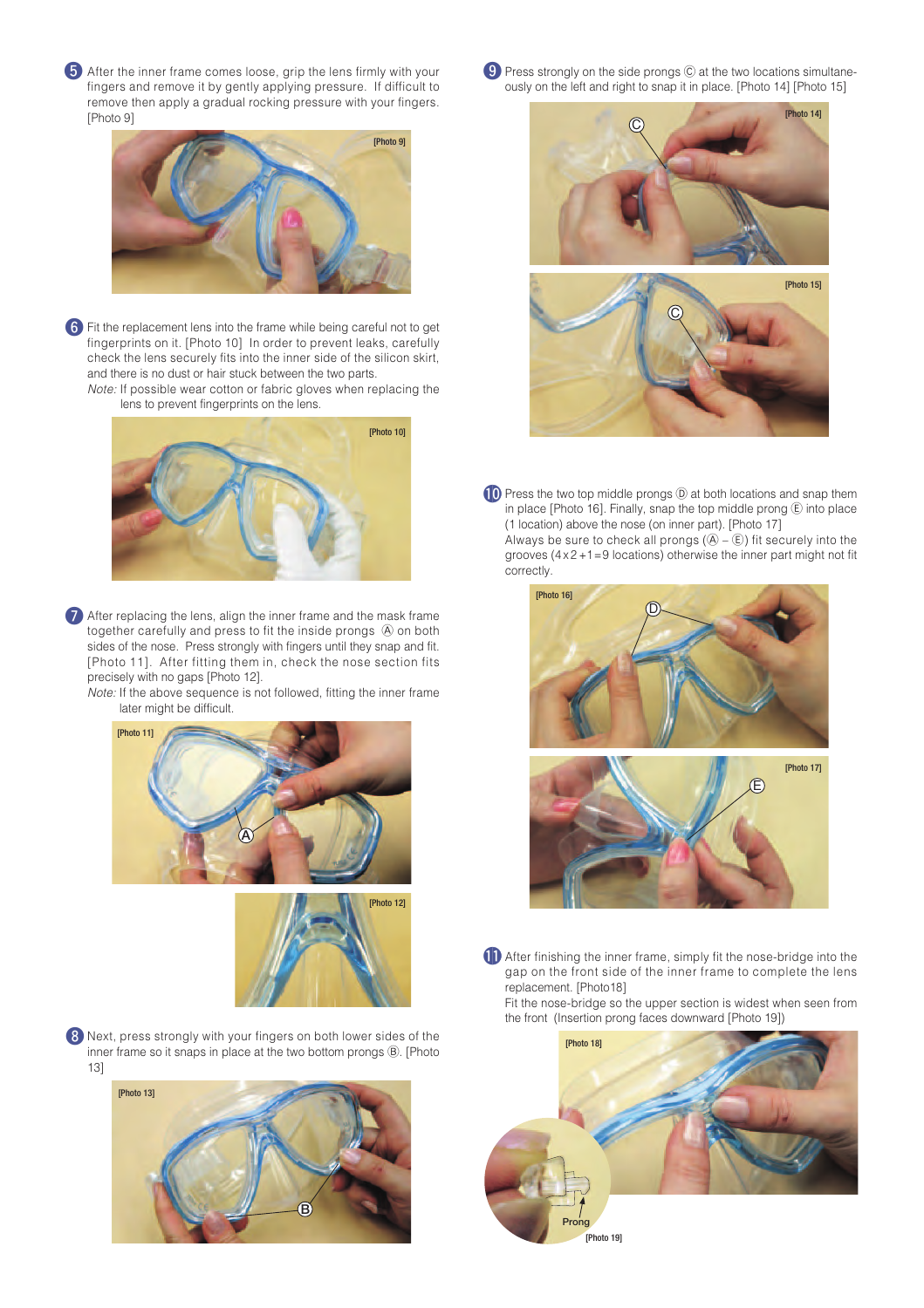5. After the inner frame comes loose, grip the lens firmly with your fingers and remove it by gently applying pressure. If difficult to remove then apply a gradual rocking pressure with your fingers. [Photo 9]

[Photo 9]

6. Fit the replacement lens into the frame while being careful not to get fingerprints on it. [Photo 10] In order to prevent leaks, carefully check the lens securely fits into the inner side of the silicon skirt, and there is no dust or hair stuck between the two parts.
   *Note:* If possible wear cotton or fabric gloves when replacing the lens to prevent fingerprints on the lens.

[Photo 10]

7. After replacing the lens, align the inner frame and the mask frame together carefully and press to fit the inside prongs Ⓐ on both sides of the nose. Press strongly with fingers until they snap and fit. [Photo 11]. After fitting them in, check the nose section fits precisely with no gaps [Photo 12].
   *Note:* If the above sequence is not followed, fitting the inner frame later might be difficult.

[Photo 11]

Ⓐ

[Photo 12]

8. Next, press strongly with your fingers on both lower sides of the inner frame so it snaps in place at the two bottom prongs Ⓑ. [Photo 13]

[Photo 13]

Ⓑ

9. Press strongly on the side prongs Ⓒ at the two locations simultaneously on the left and right to snap it in place. [Photo 14] [Photo 15]

[Photo 14]

Ⓒ

[Photo 15]

Ⓒ

10. Press the two top middle prongs Ⓓ at both locations and snap them in place [Photo 16]. Finally, snap the top middle prong Ⓔ into place (1 location) above the nose (on inner part). [Photo 17]
    Always be sure to check all prongs (Ⓐ – Ⓔ) fit securely into the grooves (4x2+1=9 locations) otherwise the inner part might not fit correctly.

[Photo 16]

Ⓓ

[Photo 17]

Ⓔ

11. After finishing the inner frame, simply fit the nose-bridge into the gap on the front side of the inner frame to complete the lens replacement. [Photo18]
    Fit the nose-bridge so the upper section is widest when seen from the front (Insertion prong faces downward [Photo 19])

[Photo 18]

Prong

[Photo 19]